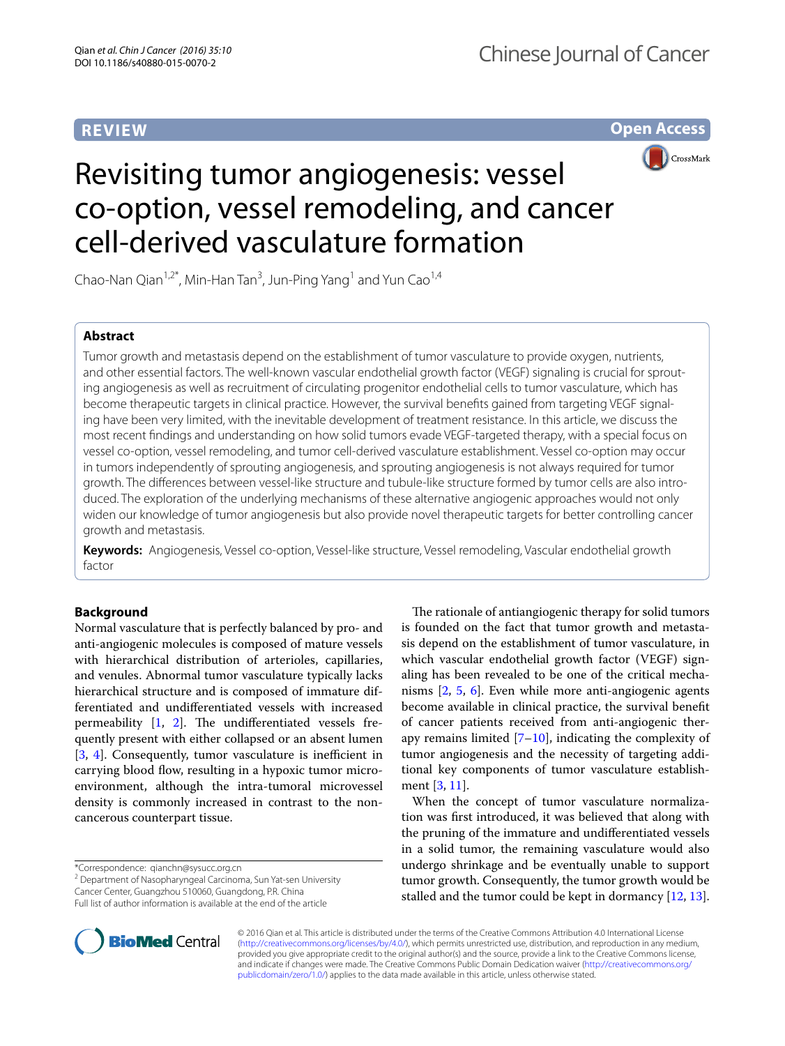**REVIEW**

**Open Access**

# Revisiting tumor angiogenesis: vessel co-option, vessel remodeling, and cancer cell-derived vasculature formation

Chao-Nan Qian[1,2*], Min-Han Tan[3], Jun-Ping Yang[1] and Yun Cao[1,4]

## Abstract

Tumor growth and metastasis depend on the establishment of tumor vasculature to provide oxygen, nutrients, and other essential factors. The well-known vascular endothelial growth factor (VEGF) signaling is crucial for sprouting angiogenesis as well as recruitment of circulating progenitor endothelial cells to tumor vasculature, which has become therapeutic targets in clinical practice. However, the survival benefits gained from targeting VEGF signaling have been very limited, with the inevitable development of treatment resistance. In this article, we discuss the most recent findings and understanding on how solid tumors evade VEGF-targeted therapy, with a special focus on vessel co-option, vessel remodeling, and tumor cell-derived vasculature establishment. Vessel co-option may occur in tumors independently of sprouting angiogenesis, and sprouting angiogenesis is not always required for tumor growth. The differences between vessel-like structure and tubule-like structure formed by tumor cells are also introduced. The exploration of the underlying mechanisms of these alternative angiogenic approaches would not only widen our knowledge of tumor angiogenesis but also provide novel therapeutic targets for better controlling cancer growth and metastasis.

**Keywords:** Angiogenesis, Vessel co-option, Vessel-like structure, Vessel remodeling, Vascular endothelial growth factor

## Background

Normal vasculature that is perfectly balanced by pro- and anti-angiogenic molecules is composed of mature vessels with hierarchical distribution of arterioles, capillaries, and venules. Abnormal tumor vasculature typically lacks hierarchical structure and is composed of immature differentiated and undifferentiated vessels with increased permeability [1, 2]. The undifferentiated vessels frequently present with either collapsed or an absent lumen [3, 4]. Consequently, tumor vasculature is inefficient in carrying blood flow, resulting in a hypoxic tumor microenvironment, although the intra-tumoral microvessel density is commonly increased in contrast to the noncancerous counterpart tissue.

The rationale of antiangiogenic therapy for solid tumors is founded on the fact that tumor growth and metastasis depend on the establishment of tumor vasculature, in which vascular endothelial growth factor (VEGF) signaling has been revealed to be one of the critical mechanisms [2, 5, 6]. Even while more anti-angiogenic agents become available in clinical practice, the survival benefit of cancer patients received from anti-angiogenic therapy remains limited [7–10], indicating the complexity of tumor angiogenesis and the necessity of targeting additional key components of tumor vasculature establishment [3, 11].

When the concept of tumor vasculature normalization was first introduced, it was believed that along with the pruning of the immature and undifferentiated vessels in a solid tumor, the remaining vasculature would also undergo shrinkage and be eventually unable to support tumor growth. Consequently, the tumor growth would be stalled and the tumor could be kept in dormancy [12, 13].

*Correspondence: qianchn@sysucc.org.cn
[2] Department of Nasopharyngeal Carcinoma, Sun Yat-sen University Cancer Center, Guangzhou 510060, Guangdong, P.R. China
Full list of author information is available at the end of the article

© 2016 Qian et al. This article is distributed under the terms of the Creative Commons Attribution 4.0 International License (http://creativecommons.org/licenses/by/4.0/), which permits unrestricted use, distribution, and reproduction in any medium, provided you give appropriate credit to the original author(s) and the source, provide a link to the Creative Commons license, and indicate if changes were made. The Creative Commons Public Domain Dedication waiver (http://creativecommons.org/publicdomain/zero/1.0/) applies to the data made available in this article, unless otherwise stated.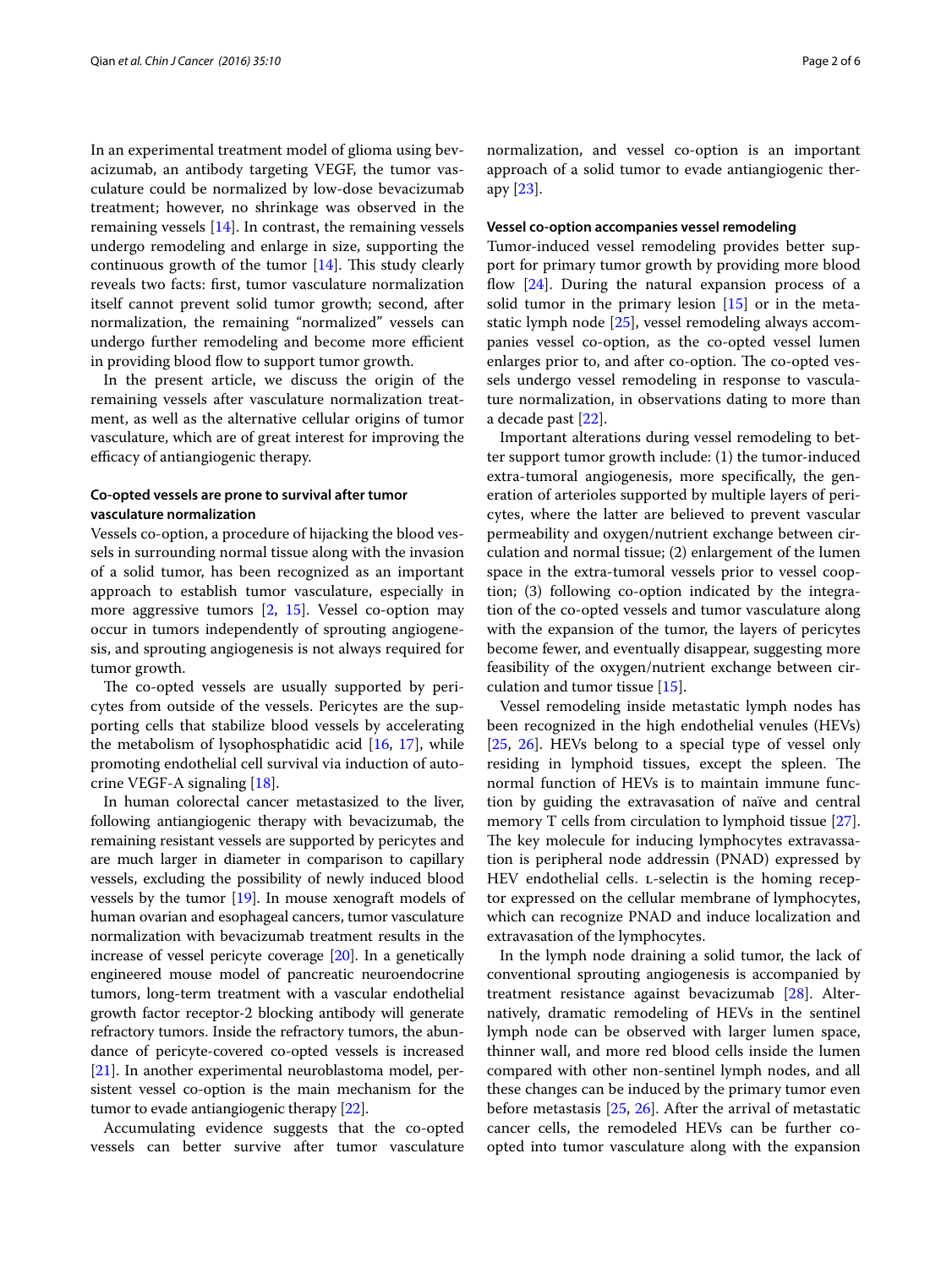In an experimental treatment model of glioma using bevacizumab, an antibody targeting VEGF, the tumor vasculature could be normalized by low-dose bevacizumab treatment; however, no shrinkage was observed in the remaining vessels [14]. In contrast, the remaining vessels undergo remodeling and enlarge in size, supporting the continuous growth of the tumor [14]. This study clearly reveals two facts: first, tumor vasculature normalization itself cannot prevent solid tumor growth; second, after normalization, the remaining "normalized" vessels can undergo further remodeling and become more efficient in providing blood flow to support tumor growth.

In the present article, we discuss the origin of the remaining vessels after vasculature normalization treatment, as well as the alternative cellular origins of tumor vasculature, which are of great interest for improving the efficacy of antiangiogenic therapy.

### Co-opted vessels are prone to survival after tumor vasculature normalization

Vessels co-option, a procedure of hijacking the blood vessels in surrounding normal tissue along with the invasion of a solid tumor, has been recognized as an important approach to establish tumor vasculature, especially in more aggressive tumors [2, 15]. Vessel co-option may occur in tumors independently of sprouting angiogenesis, and sprouting angiogenesis is not always required for tumor growth.

The co-opted vessels are usually supported by pericytes from outside of the vessels. Pericytes are the supporting cells that stabilize blood vessels by accelerating the metabolism of lysophosphatidic acid [16, 17], while promoting endothelial cell survival via induction of autocrine VEGF-A signaling [18].

In human colorectal cancer metastasized to the liver, following antiangiogenic therapy with bevacizumab, the remaining resistant vessels are supported by pericytes and are much larger in diameter in comparison to capillary vessels, excluding the possibility of newly induced blood vessels by the tumor [19]. In mouse xenograft models of human ovarian and esophageal cancers, tumor vasculature normalization with bevacizumab treatment results in the increase of vessel pericyte coverage [20]. In a genetically engineered mouse model of pancreatic neuroendocrine tumors, long-term treatment with a vascular endothelial growth factor receptor-2 blocking antibody will generate refractory tumors. Inside the refractory tumors, the abundance of pericyte-covered co-opted vessels is increased [21]. In another experimental neuroblastoma model, persistent vessel co-option is the main mechanism for the tumor to evade antiangiogenic therapy [22].

Accumulating evidence suggests that the co-opted vessels can better survive after tumor vasculature normalization, and vessel co-option is an important approach of a solid tumor to evade antiangiogenic therapy [23].

### Vessel co-option accompanies vessel remodeling

Tumor-induced vessel remodeling provides better support for primary tumor growth by providing more blood flow [24]. During the natural expansion process of a solid tumor in the primary lesion [15] or in the metastatic lymph node [25], vessel remodeling always accompanies vessel co-option, as the co-opted vessel lumen enlarges prior to, and after co-option. The co-opted vessels undergo vessel remodeling in response to vasculature normalization, in observations dating to more than a decade past [22].

Important alterations during vessel remodeling to better support tumor growth include: (1) the tumor-induced extra-tumoral angiogenesis, more specifically, the generation of arterioles supported by multiple layers of pericytes, where the latter are believed to prevent vascular permeability and oxygen/nutrient exchange between circulation and normal tissue; (2) enlargement of the lumen space in the extra-tumoral vessels prior to vessel cooption; (3) following co-option indicated by the integration of the co-opted vessels and tumor vasculature along with the expansion of the tumor, the layers of pericytes become fewer, and eventually disappear, suggesting more feasibility of the oxygen/nutrient exchange between circulation and tumor tissue [15].

Vessel remodeling inside metastatic lymph nodes has been recognized in the high endothelial venules (HEVs) [25, 26]. HEVs belong to a special type of vessel only residing in lymphoid tissues, except the spleen. The normal function of HEVs is to maintain immune function by guiding the extravasation of naïve and central memory T cells from circulation to lymphoid tissue [27]. The key molecule for inducing lymphocytes extravassation is peripheral node addressin (PNAD) expressed by HEV endothelial cells. L-selectin is the homing receptor expressed on the cellular membrane of lymphocytes, which can recognize PNAD and induce localization and extravasation of the lymphocytes.

In the lymph node draining a solid tumor, the lack of conventional sprouting angiogenesis is accompanied by treatment resistance against bevacizumab [28]. Alternatively, dramatic remodeling of HEVs in the sentinel lymph node can be observed with larger lumen space, thinner wall, and more red blood cells inside the lumen compared with other non-sentinel lymph nodes, and all these changes can be induced by the primary tumor even before metastasis [25, 26]. After the arrival of metastatic cancer cells, the remodeled HEVs can be further co-opted into tumor vasculature along with the expansion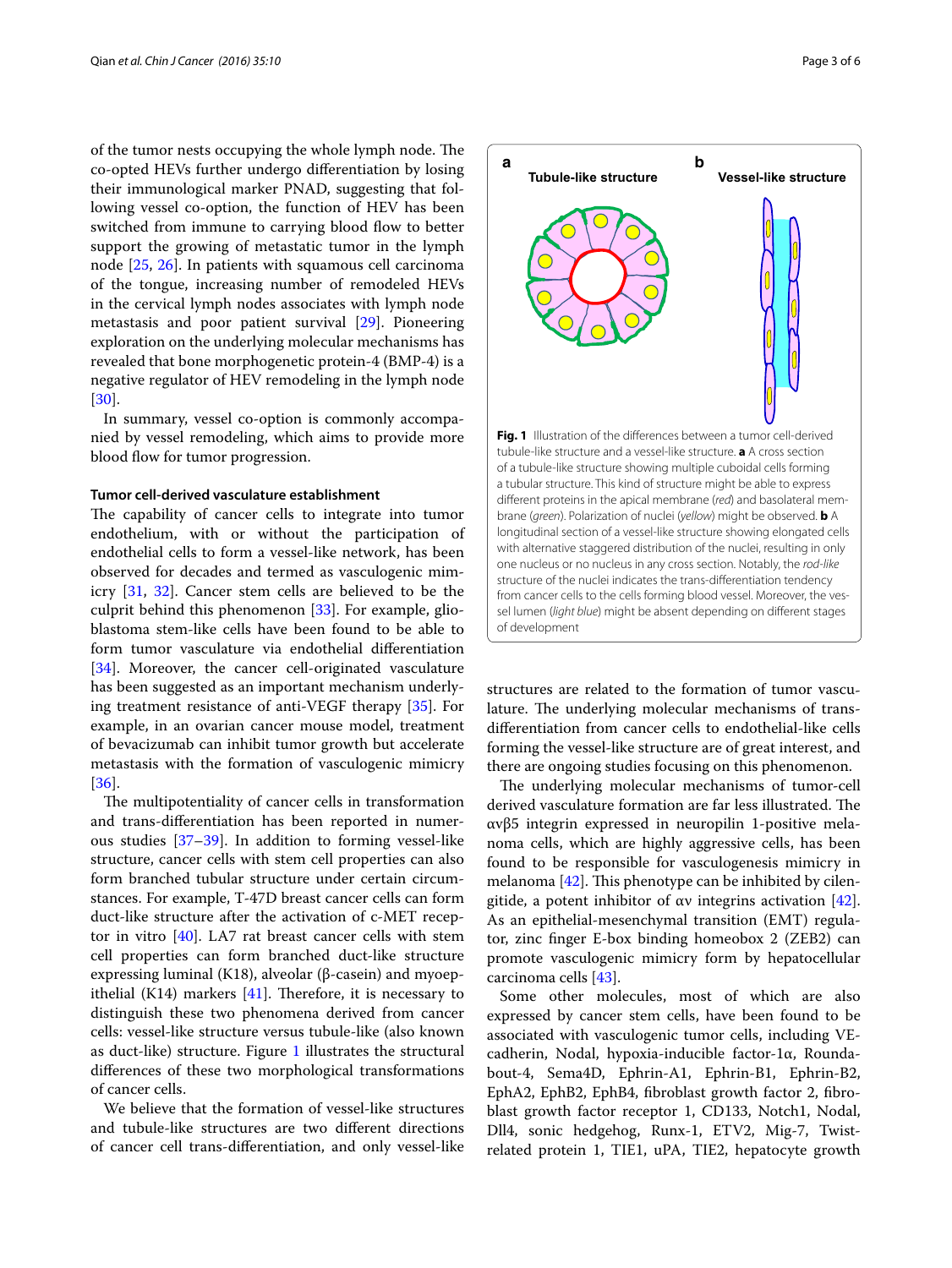of the tumor nests occupying the whole lymph node. The co-opted HEVs further undergo differentiation by losing their immunological marker PNAD, suggesting that following vessel co-option, the function of HEV has been switched from immune to carrying blood flow to better support the growing of metastatic tumor in the lymph node [25, 26]. In patients with squamous cell carcinoma of the tongue, increasing number of remodeled HEVs in the cervical lymph nodes associates with lymph node metastasis and poor patient survival [29]. Pioneering exploration on the underlying molecular mechanisms has revealed that bone morphogenetic protein-4 (BMP-4) is a negative regulator of HEV remodeling in the lymph node [30].

In summary, vessel co-option is commonly accompanied by vessel remodeling, which aims to provide more blood flow for tumor progression.

### Tumor cell-derived vasculature establishment

The capability of cancer cells to integrate into tumor endothelium, with or without the participation of endothelial cells to form a vessel-like network, has been observed for decades and termed as vasculogenic mimicry [31, 32]. Cancer stem cells are believed to be the culprit behind this phenomenon [33]. For example, glioblastoma stem-like cells have been found to be able to form tumor vasculature via endothelial differentiation [34]. Moreover, the cancer cell-originated vasculature has been suggested as an important mechanism underlying treatment resistance of anti-VEGF therapy [35]. For example, in an ovarian cancer mouse model, treatment of bevacizumab can inhibit tumor growth but accelerate metastasis with the formation of vasculogenic mimicry [36].

The multipotentiality of cancer cells in transformation and trans-differentiation has been reported in numerous studies [37–39]. In addition to forming vessel-like structure, cancer cells with stem cell properties can also form branched tubular structure under certain circumstances. For example, T-47D breast cancer cells can form duct-like structure after the activation of c-MET receptor in vitro [40]. LA7 rat breast cancer cells with stem cell properties can form branched duct-like structure expressing luminal (K18), alveolar (β-casein) and myoepithelial (K14) markers [41]. Therefore, it is necessary to distinguish these two phenomena derived from cancer cells: vessel-like structure versus tubule-like (also known as duct-like) structure. Figure 1 illustrates the structural differences of these two morphological transformations of cancer cells.

We believe that the formation of vessel-like structures and tubule-like structures are two different directions of cancer cell trans-differentiation, and only vessel-like structures are related to the formation of tumor vasculature. The underlying molecular mechanisms of trans-differentiation from cancer cells to endothelial-like cells forming the vessel-like structure are of great interest, and there are ongoing studies focusing on this phenomenon.

**Fig. 1** Illustration of the differences between a tumor cell-derived tubule-like structure and a vessel-like structure. **a** A cross section of a tubule-like structure showing multiple cuboidal cells forming a tubular structure. This kind of structure might be able to express different proteins in the apical membrane (*red*) and basolateral membrane (*green*). Polarization of nuclei (*yellow*) might be observed. **b** A longitudinal section of a vessel-like structure showing elongated cells with alternative staggered distribution of the nuclei, resulting in only one nucleus or no nucleus in any cross section. Notably, the *rod-like* structure of the nuclei indicates the trans-differentiation tendency from cancer cells to the cells forming blood vessel. Moreover, the vessel lumen (*light blue*) might be absent depending on different stages of development

The underlying molecular mechanisms of tumor-cell derived vasculature formation are far less illustrated. The αvβ5 integrin expressed in neuropilin 1-positive melanoma cells, which are highly aggressive cells, has been found to be responsible for vasculogenesis mimicry in melanoma [42]. This phenotype can be inhibited by cilengitide, a potent inhibitor of αv integrins activation [42]. As an epithelial-mesenchymal transition (EMT) regulator, zinc finger E-box binding homeobox 2 (ZEB2) can promote vasculogenic mimicry form by hepatocellular carcinoma cells [43].

Some other molecules, most of which are also expressed by cancer stem cells, have been found to be associated with vasculogenic tumor cells, including VE-cadherin, Nodal, hypoxia-inducible factor-1α, Roundabout-4, Sema4D, Ephrin-A1, Ephrin-B1, Ephrin-B2, EphA2, EphB2, EphB4, fibroblast growth factor 2, fibroblast growth factor receptor 1, CD133, Notch1, Nodal, Dll4, sonic hedgehog, Runx-1, ETV2, Mig-7, Twist-related protein 1, TIE1, uPA, TIE2, hepatocyte growth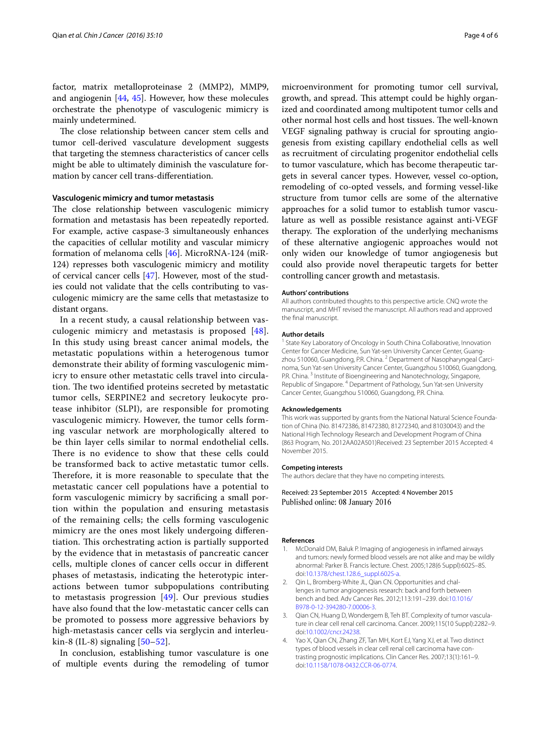factor, matrix metalloproteinase 2 (MMP2), MMP9, and angiogenin [44, 45]. However, how these molecules orchestrate the phenotype of vasculogenic mimicry is mainly undetermined.

The close relationship between cancer stem cells and tumor cell-derived vasculature development suggests that targeting the stemness characteristics of cancer cells might be able to ultimately diminish the vasculature formation by cancer cell trans-differentiation.

### Vasculogenic mimicry and tumor metastasis

The close relationship between vasculogenic mimicry formation and metastasis has been repeatedly reported. For example, active caspase-3 simultaneously enhances the capacities of cellular motility and vascular mimicry formation of melanoma cells [46]. MicroRNA-124 (miR-124) represses both vasculogenic mimicry and motility of cervical cancer cells [47]. However, most of the studies could not validate that the cells contributing to vasculogenic mimicry are the same cells that metastasize to distant organs.

In a recent study, a causal relationship between vasculogenic mimicry and metastasis is proposed [48]. In this study using breast cancer animal models, the metastatic populations within a heterogenous tumor demonstrate their ability of forming vasculogenic mimicry to ensure other metastatic cells travel into circulation. The two identified proteins secreted by metastatic tumor cells, SERPINE2 and secretory leukocyte protease inhibitor (SLPI), are responsible for promoting vasculogenic mimicry. However, the tumor cells forming vascular network are morphologically altered to be thin layer cells similar to normal endothelial cells. There is no evidence to show that these cells could be transformed back to active metastatic tumor cells. Therefore, it is more reasonable to speculate that the metastatic cancer cell populations have a potential to form vasculogenic mimicry by sacrificing a small portion within the population and ensuring metastasis of the remaining cells; the cells forming vasculogenic mimicry are the ones most likely undergoing differentiation. This orchestrating action is partially supported by the evidence that in metastasis of pancreatic cancer cells, multiple clones of cancer cells occur in different phases of metastasis, indicating the heterotypic interactions between tumor subpopulations contributing to metastasis progression [49]. Our previous studies have also found that the low-metastatic cancer cells can be promoted to possess more aggressive behaviors by high-metastasis cancer cells via serglycin and interleukin-8 (IL-8) signaling [50–52].

In conclusion, establishing tumor vasculature is one of multiple events during the remodeling of tumor microenvironment for promoting tumor cell survival, growth, and spread. This attempt could be highly organized and coordinated among multipotent tumor cells and other normal host cells and host tissues. The well-known VEGF signaling pathway is crucial for sprouting angiogenesis from existing capillary endothelial cells as well as recruitment of circulating progenitor endothelial cells to tumor vasculature, which has become therapeutic targets in several cancer types. However, vessel co-option, remodeling of co-opted vessels, and forming vessel-like structure from tumor cells are some of the alternative approaches for a solid tumor to establish tumor vasculature as well as possible resistance against anti-VEGF therapy. The exploration of the underlying mechanisms of these alternative angiogenic approaches would not only widen our knowledge of tumor angiogenesis but could also provide novel therapeutic targets for better controlling cancer growth and metastasis.

#### Authors' contributions

All authors contributed thoughts to this perspective article. CNQ wrote the manuscript, and MHT revised the manuscript. All authors read and approved the final manuscript.

#### Author details

[1] State Key Laboratory of Oncology in South China Collaborative, Innovation Center for Cancer Medicine, Sun Yat-sen University Cancer Center, Guangzhou 510060, Guangdong, P.R. China. [2] Department of Nasopharyngeal Carcinoma, Sun Yat-sen University Cancer Center, Guangzhou 510060, Guangdong, P.R. China. [3] Institute of Bioengineering and Nanotechnology, Singapore, Republic of Singapore. [4] Department of Pathology, Sun Yat-sen University Cancer Center, Guangzhou 510060, Guangdong, P.R. China.

#### Acknowledgements

This work was supported by grants from the National Natural Science Foundation of China (No. 81472386, 81472380, 81272340, and 81030043) and the National High Technology Research and Development Program of China (863 Program, No. 2012AA02A501)Received: 23 September 2015 Accepted: 4 November 2015.

#### Competing interests

The authors declare that they have no competing interests.

Received: 23 September 2015 Accepted: 4 November 2015
Published online: 08 January 2016

#### References

1. McDonald DM, Baluk P. Imaging of angiogenesis in inflamed airways and tumors: newly formed blood vessels are not alike and may be wildly abnormal: Parker B. Francis lecture. Chest. 2005;128(6 Suppl):602S–8S. doi:10.1378/chest.128.6_suppl.602S-a.
2. Qin L, Bromberg-White JL, Qian CN. Opportunities and challenges in tumor angiogenesis research: back and forth between bench and bed. Adv Cancer Res. 2012;113:191–239. doi:10.1016/B978-0-12-394280-7.00006-3.
3. Qian CN, Huang D, Wondergem B, Teh BT. Complexity of tumor vasculature in clear cell renal cell carcinoma. Cancer. 2009;115(10 Suppl):2282–9. doi:10.1002/cncr.24238.
4. Yao X, Qian CN, Zhang ZF, Tan MH, Kort EJ, Yang XJ, et al. Two distinct types of blood vessels in clear cell renal cell carcinoma have contrasting prognostic implications. Clin Cancer Res. 2007;13(1):161–9. doi:10.1158/1078-0432.CCR-06-0774.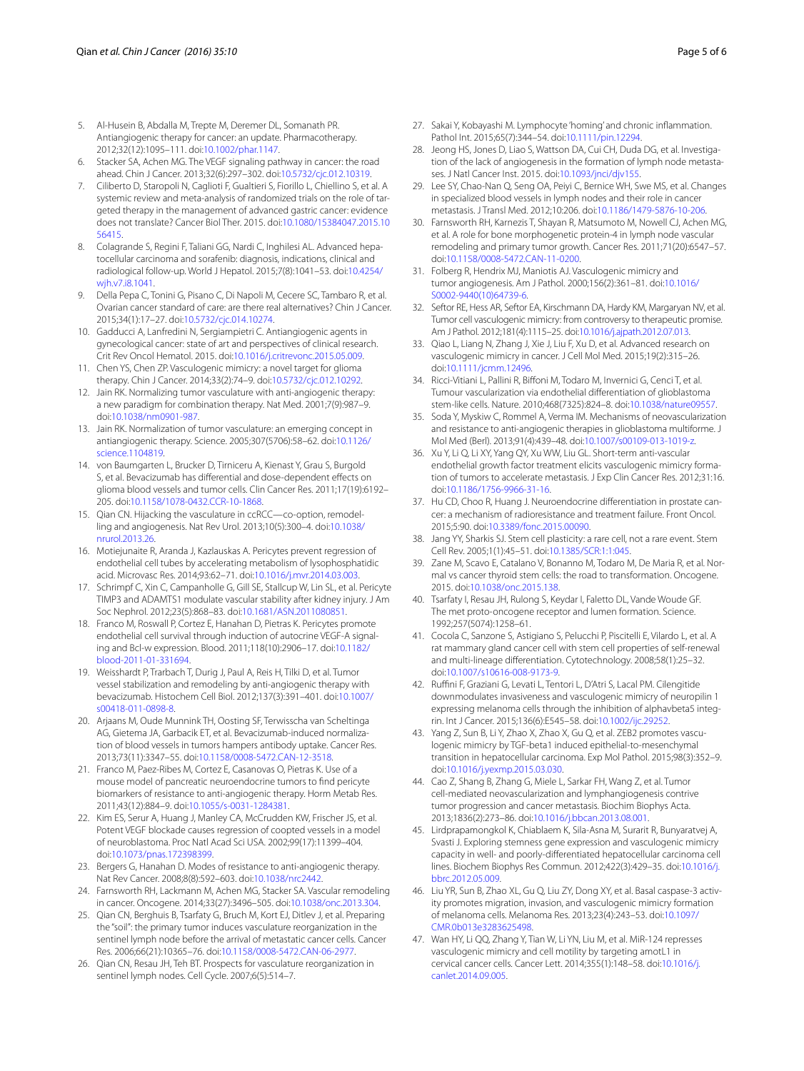5. Al-Husein B, Abdalla M, Trepte M, Deremer DL, Somanath PR. Antiangiogenic therapy for cancer: an update. Pharmacotherapy. 2012;32(12):1095–111. doi:10.1002/phar.1147.
6. Stacker SA, Achen MG. The VEGF signaling pathway in cancer: the road ahead. Chin J Cancer. 2013;32(6):297–302. doi:10.5732/cjc.012.10319.
7. Ciliberto D, Staropoli N, Caglioti F, Gualtieri S, Fiorillo L, Chiellino S, et al. A systemic review and meta-analysis of randomized trials on the role of targeted therapy in the management of advanced gastric cancer: evidence does not translate? Cancer Biol Ther. 2015. doi:10.1080/15384047.2015.1056415.
8. Colagrande S, Regini F, Taliani GG, Nardi C, Inghilesi AL. Advanced hepatocellular carcinoma and sorafenib: diagnosis, indications, clinical and radiological follow-up. World J Hepatol. 2015;7(8):1041–53. doi:10.4254/wjh.v7.i8.1041.
9. Della Pepa C, Tonini G, Pisano C, Di Napoli M, Cecere SC, Tambaro R, et al. Ovarian cancer standard of care: are there real alternatives? Chin J Cancer. 2015;34(1):17–27. doi:10.5732/cjc.014.10274.
10. Gadducci A, Lanfredini N, Sergiampietri C. Antiangiogenic agents in gynecological cancer: state of art and perspectives of clinical research. Crit Rev Oncol Hematol. 2015. doi:10.1016/j.critrevonc.2015.05.009.
11. Chen YS, Chen ZP. Vasculogenic mimicry: a novel target for glioma therapy. Chin J Cancer. 2014;33(2):74–9. doi:10.5732/cjc.012.10292.
12. Jain RK. Normalizing tumor vasculature with anti-angiogenic therapy: a new paradigm for combination therapy. Nat Med. 2001;7(9):987–9. doi:10.1038/nm0901-987.
13. Jain RK. Normalization of tumor vasculature: an emerging concept in antiangiogenic therapy. Science. 2005;307(5706):58–62. doi:10.1126/science.1104819.
14. von Baumgarten L, Brucker D, Tirniceru A, Kienast Y, Grau S, Burgold S, et al. Bevacizumab has differential and dose-dependent effects on glioma blood vessels and tumor cells. Clin Cancer Res. 2011;17(19):6192–205. doi:10.1158/1078-0432.CCR-10-1868.
15. Qian CN. Hijacking the vasculature in ccRCC—co-option, remodelling and angiogenesis. Nat Rev Urol. 2013;10(5):300–4. doi:10.1038/nrurol.2013.26.
16. Motiejunaite R, Aranda J, Kazlauskas A. Pericytes prevent regression of endothelial cell tubes by accelerating metabolism of lysophosphatidic acid. Microvasc Res. 2014;93:62–71. doi:10.1016/j.mvr.2014.03.003.
17. Schrimpf C, Xin C, Campanholle G, Gill SE, Stallcup W, Lin SL, et al. Pericyte TIMP3 and ADAMTS1 modulate vascular stability after kidney injury. J Am Soc Nephrol. 2012;23(5):868–83. doi:10.1681/ASN.2011080851.
18. Franco M, Roswall P, Cortez E, Hanahan D, Pietras K. Pericytes promote endothelial cell survival through induction of autocrine VEGF-A signaling and Bcl-w expression. Blood. 2011;118(10):2906–17. doi:10.1182/blood-2011-01-331694.
19. Weisshardt P, Trarbach T, Durig J, Paul A, Reis H, Tilki D, et al. Tumor vessel stabilization and remodeling by anti-angiogenic therapy with bevacizumab. Histochem Cell Biol. 2012;137(3):391–401. doi:10.1007/s00418-011-0898-8.
20. Arjaans M, Oude Munnink TH, Oosting SF, Terwisscha van Scheltinga AG, Gietema JA, Garbacik ET, et al. Bevacizumab-induced normalization of blood vessels in tumors hampers antibody uptake. Cancer Res. 2013;73(11):3347–55. doi:10.1158/0008-5472.CAN-12-3518.
21. Franco M, Paez-Ribes M, Cortez E, Casanovas O, Pietras K. Use of a mouse model of pancreatic neuroendocrine tumors to find pericyte biomarkers of resistance to anti-angiogenic therapy. Horm Metab Res. 2011;43(12):884–9. doi:10.1055/s-0031-1284381.
22. Kim ES, Serur A, Huang J, Manley CA, McCrudden KW, Frischer JS, et al. Potent VEGF blockade causes regression of coopted vessels in a model of neuroblastoma. Proc Natl Acad Sci USA. 2002;99(17):11399–404. doi:10.1073/pnas.172398399.
23. Bergers G, Hanahan D. Modes of resistance to anti-angiogenic therapy. Nat Rev Cancer. 2008;8(8):592–603. doi:10.1038/nrc2442.
24. Farnsworth RH, Lackmann M, Achen MG, Stacker SA. Vascular remodeling in cancer. Oncogene. 2014;33(27):3496–505. doi:10.1038/onc.2013.304.
25. Qian CN, Berghuis B, Tsarfaty G, Bruch M, Kort EJ, Ditlev J, et al. Preparing the "soil": the primary tumor induces vasculature reorganization in the sentinel lymph node before the arrival of metastatic cancer cells. Cancer Res. 2006;66(21):10365–76. doi:10.1158/0008-5472.CAN-06-2977.
26. Qian CN, Resau JH, Teh BT. Prospects for vasculature reorganization in sentinel lymph nodes. Cell Cycle. 2007;6(5):514–7.
27. Sakai Y, Kobayashi M. Lymphocyte 'homing' and chronic inflammation. Pathol Int. 2015;65(7):344–54. doi:10.1111/pin.12294.
28. Jeong HS, Jones D, Liao S, Wattson DA, Cui CH, Duda DG, et al. Investigation of the lack of angiogenesis in the formation of lymph node metastases. J Natl Cancer Inst. 2015. doi:10.1093/jnci/djv155.
29. Lee SY, Chao-Nan Q, Seng OA, Peiyi C, Bernice WH, Swe MS, et al. Changes in specialized blood vessels in lymph nodes and their role in cancer metastasis. J Transl Med. 2012;10:206. doi:10.1186/1479-5876-10-206.
30. Farnsworth RH, Karnezis T, Shayan R, Matsumoto M, Nowell CJ, Achen MG, et al. A role for bone morphogenetic protein-4 in lymph node vascular remodeling and primary tumor growth. Cancer Res. 2011;71(20):6547–57. doi:10.1158/0008-5472.CAN-11-0200.
31. Folberg R, Hendrix MJ, Maniotis AJ. Vasculogenic mimicry and tumor angiogenesis. Am J Pathol. 2000;156(2):361–81. doi:10.1016/S0002-9440(10)64739-6.
32. Seftor RE, Hess AR, Seftor EA, Kirschmann DA, Hardy KM, Margaryan NV, et al. Tumor cell vasculogenic mimicry: from controversy to therapeutic promise. Am J Pathol. 2012;181(4):1115–25. doi:10.1016/j.ajpath.2012.07.013.
33. Qiao L, Liang N, Zhang J, Xie J, Liu F, Xu D, et al. Advanced research on vasculogenic mimicry in cancer. J Cell Mol Med. 2015;19(2):315–26. doi:10.1111/jcmm.12496.
34. Ricci-Vitiani L, Pallini R, Biffoni M, Todaro M, Invernici G, Cenci T, et al. Tumour vascularization via endothelial differentiation of glioblastoma stem-like cells. Nature. 2010;468(7325):824–8. doi:10.1038/nature09557.
35. Soda Y, Myskiw C, Rommel A, Verma IM. Mechanisms of neovascularization and resistance to anti-angiogenic therapies in glioblastoma multiforme. J Mol Med (Berl). 2013;91(4):439–48. doi:10.1007/s00109-013-1019-z.
36. Xu Y, Li Q, Li XY, Yang QY, Xu WW, Liu GL. Short-term anti-vascular endothelial growth factor treatment elicits vasculogenic mimicry formation of tumors to accelerate metastasis. J Exp Clin Cancer Res. 2012;31:16. doi:10.1186/1756-9966-31-16.
37. Hu CD, Choo R, Huang J. Neuroendocrine differentiation in prostate cancer: a mechanism of radioresistance and treatment failure. Front Oncol. 2015;5:90. doi:10.3389/fonc.2015.00090.
38. Jang YY, Sharkis SJ. Stem cell plasticity: a rare cell, not a rare event. Stem Cell Rev. 2005;1(1):45–51. doi:10.1385/SCR:1:1:045.
39. Zane M, Scavo E, Catalano V, Bonanno M, Todaro M, De Maria R, et al. Normal vs cancer thyroid stem cells: the road to transformation. Oncogene. 2015. doi:10.1038/onc.2015.138.
40. Tsarfaty I, Resau JH, Rulong S, Keydar I, Faletto DL, Vande Woude GF. The met proto-oncogene receptor and lumen formation. Science. 1992;257(5074):1258–61.
41. Cocola C, Sanzone S, Astigiano S, Pelucchi P, Piscitelli E, Vilardo L, et al. A rat mammary gland cancer cell with stem cell properties of self-renewal and multi-lineage differentiation. Cytotechnology. 2008;58(1):25–32. doi:10.1007/s10616-008-9173-9.
42. Ruffini F, Graziani G, Levati L, Tentori L, D'Atri S, Lacal PM. Cilengitide downmodulates invasiveness and vasculogenic mimicry of neuropilin 1 expressing melanoma cells through the inhibition of alphavbeta5 integrin. Int J Cancer. 2015;136(6):E545–58. doi:10.1002/ijc.29252.
43. Yang Z, Sun B, Li Y, Zhao X, Zhao X, Gu Q, et al. ZEB2 promotes vasculogenic mimicry by TGF-beta1 induced epithelial-to-mesenchymal transition in hepatocellular carcinoma. Exp Mol Pathol. 2015;98(3):352–9. doi:10.1016/j.yexmp.2015.03.030.
44. Cao Z, Shang B, Zhang G, Miele L, Sarkar FH, Wang Z, et al. Tumor cell-mediated neovascularization and lymphangiogenesis contrive tumor progression and cancer metastasis. Biochim Biophys Acta. 2013;1836(2):273–86. doi:10.1016/j.bbcan.2013.08.001.
45. Lirdprapamongkol K, Chiablaem K, Sila-Asna M, Surarit R, Bunyaratvej A, Svasti J. Exploring stemness gene expression and vasculogenic mimicry capacity in well- and poorly-differentiated hepatocellular carcinoma cell lines. Biochem Biophys Res Commun. 2012;422(3):429–35. doi:10.1016/j.bbrc.2012.05.009.
46. Liu YR, Sun B, Zhao XL, Gu Q, Liu ZY, Dong XY, et al. Basal caspase-3 activity promotes migration, invasion, and vasculogenic mimicry formation of melanoma cells. Melanoma Res. 2013;23(4):243–53. doi:10.1097/CMR.0b013e3283625498.
47. Wan HY, Li QQ, Zhang Y, Tian W, Li YN, Liu M, et al. MiR-124 represses vasculogenic mimicry and cell motility by targeting amotL1 in cervical cancer cells. Cancer Lett. 2014;355(1):148–58. doi:10.1016/j.canlet.2014.09.005.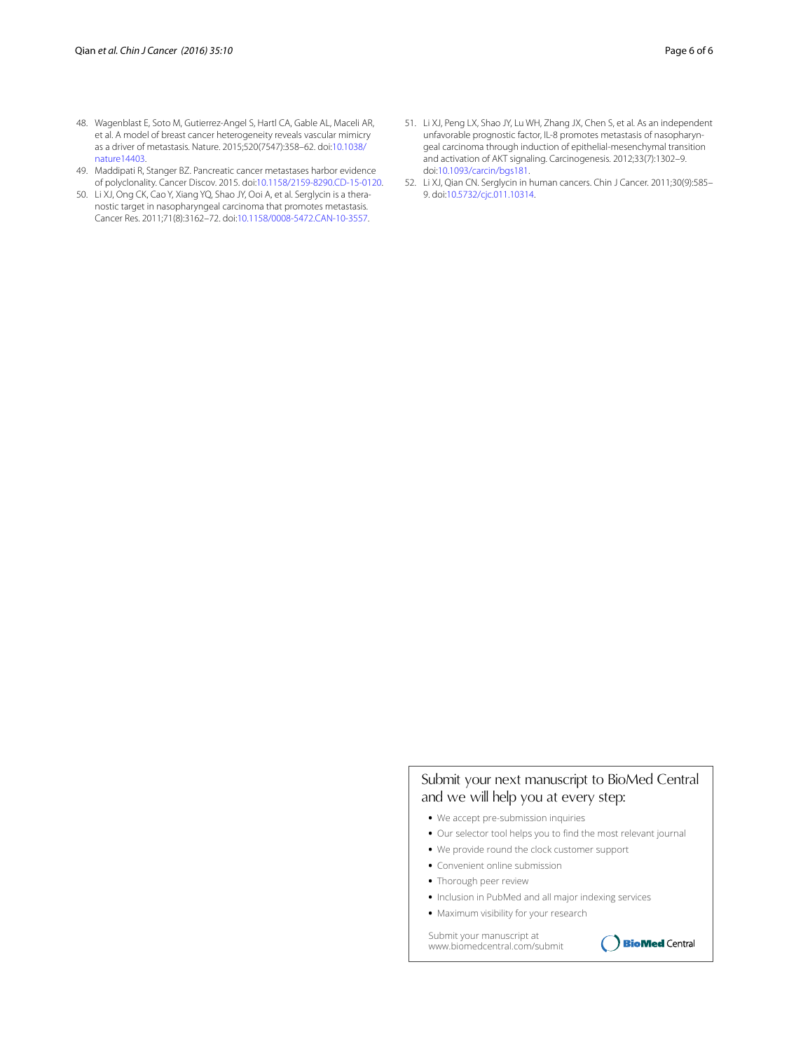48. Wagenblast E, Soto M, Gutierrez-Angel S, Hartl CA, Gable AL, Maceli AR, et al. A model of breast cancer heterogeneity reveals vascular mimicry as a driver of metastasis. Nature. 2015;520(7547):358–62. doi:10.1038/nature14403.
49. Maddipati R, Stanger BZ. Pancreatic cancer metastases harbor evidence of polyclonality. Cancer Discov. 2015. doi:10.1158/2159-8290.CD-15-0120.
50. Li XJ, Ong CK, Cao Y, Xiang YQ, Shao JY, Ooi A, et al. Serglycin is a theranostic target in nasopharyngeal carcinoma that promotes metastasis. Cancer Res. 2011;71(8):3162–72. doi:10.1158/0008-5472.CAN-10-3557.
51. Li XJ, Peng LX, Shao JY, Lu WH, Zhang JX, Chen S, et al. As an independent unfavorable prognostic factor, IL-8 promotes metastasis of nasopharyngeal carcinoma through induction of epithelial-mesenchymal transition and activation of AKT signaling. Carcinogenesis. 2012;33(7):1302–9. doi:10.1093/carcin/bgs181.
52. Li XJ, Qian CN. Serglycin in human cancers. Chin J Cancer. 2011;30(9):585–9. doi:10.5732/cjc.011.10314.

Submit your next manuscript to BioMed Central and we will help you at every step:

- We accept pre-submission inquiries
- Our selector tool helps you to find the most relevant journal
- We provide round the clock customer support
- Convenient online submission
- Thorough peer review
- Inclusion in PubMed and all major indexing services
- Maximum visibility for your research

Submit your manuscript at www.biomedcentral.com/submit

BioMed Central